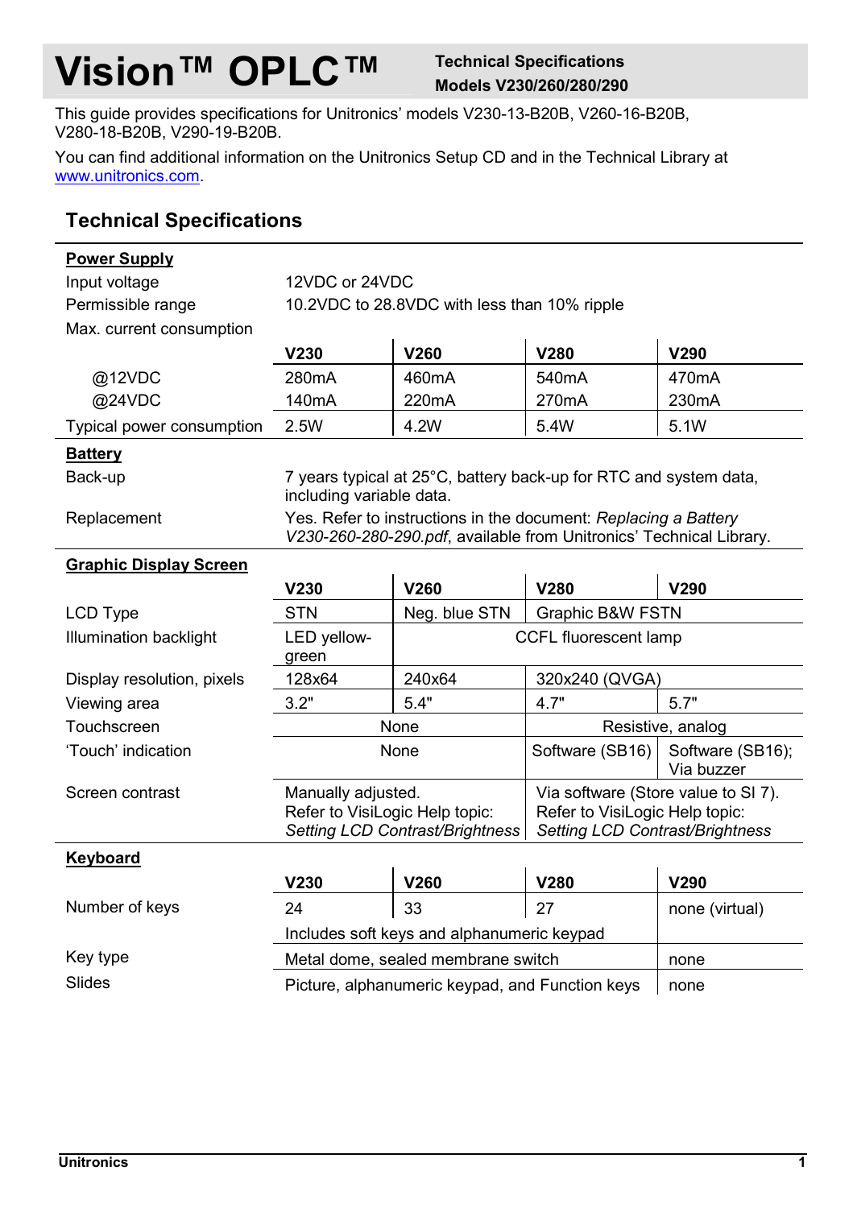# Vision™ OPLC™

**Technical Specifications**
**Models V230/260/280/290**

This guide provides specifications for Unitronics' models V230-13-B20B, V260-16-B20B, V280-18-B20B, V290-19-B20B.

You can find additional information on the Unitronics Setup CD and in the Technical Library at www.unitronics.com.

## Technical Specifications

| | | | | |
|---|---|---|---|---|
| **Power Supply** | | | | |
| Input voltage | 12VDC or 24VDC | | | |
| Permissible range | 10.2VDC to 28.8VDC with less than 10% ripple | | | |
| Max. current consumption | | | | |
| | **V230** | **V260** | **V280** | **V290** |
| @12VDC | 280mA | 460mA | 540mA | 470mA |
| @24VDC | 140mA | 220mA | 270mA | 230mA |
| Typical power consumption | 2.5W | 4.2W | 5.4W | 5.1W |
| **Battery** | | | | |
| Back-up | 7 years typical at 25°C, battery back-up for RTC and system data, including variable data. | | | |
| Replacement | Yes. Refer to instructions in the document: *Replacing a Battery V230-260-280-290.pdf*, available from Unitronics' Technical Library. | | | |
| **Graphic Display Screen** | | | | |
| | **V230** | **V260** | **V280** | **V290** |
| LCD Type | STN | Neg. blue STN | Graphic B&W FSTN | |
| Illumination backlight | LED yellow-green | CCFL fluorescent lamp | | |
| Display resolution, pixels | 128x64 | 240x64 | 320x240 (QVGA) | |
| Viewing area | 3.2" | 5.4" | 4.7" | 5.7" |
| Touchscreen | None | | Resistive, analog | |
| 'Touch' indication | None | | Software (SB16) | Software (SB16); Via buzzer |
| Screen contrast | Manually adjusted. Refer to VisiLogic Help topic: *Setting LCD Contrast/Brightness* | | Via software (Store value to SI 7). Refer to VisiLogic Help topic: *Setting LCD Contrast/Brightness* | |
| **Keyboard** | | | | |
| | **V230** | **V260** | **V280** | **V290** |
| Number of keys | 24 | 33 | 27 | none (virtual) |
| | Includes soft keys and alphanumeric keypad | | | |
| Key type | Metal dome, sealed membrane switch | | | none |
| Slides | Picture, alphanumeric keypad, and Function keys | | | none |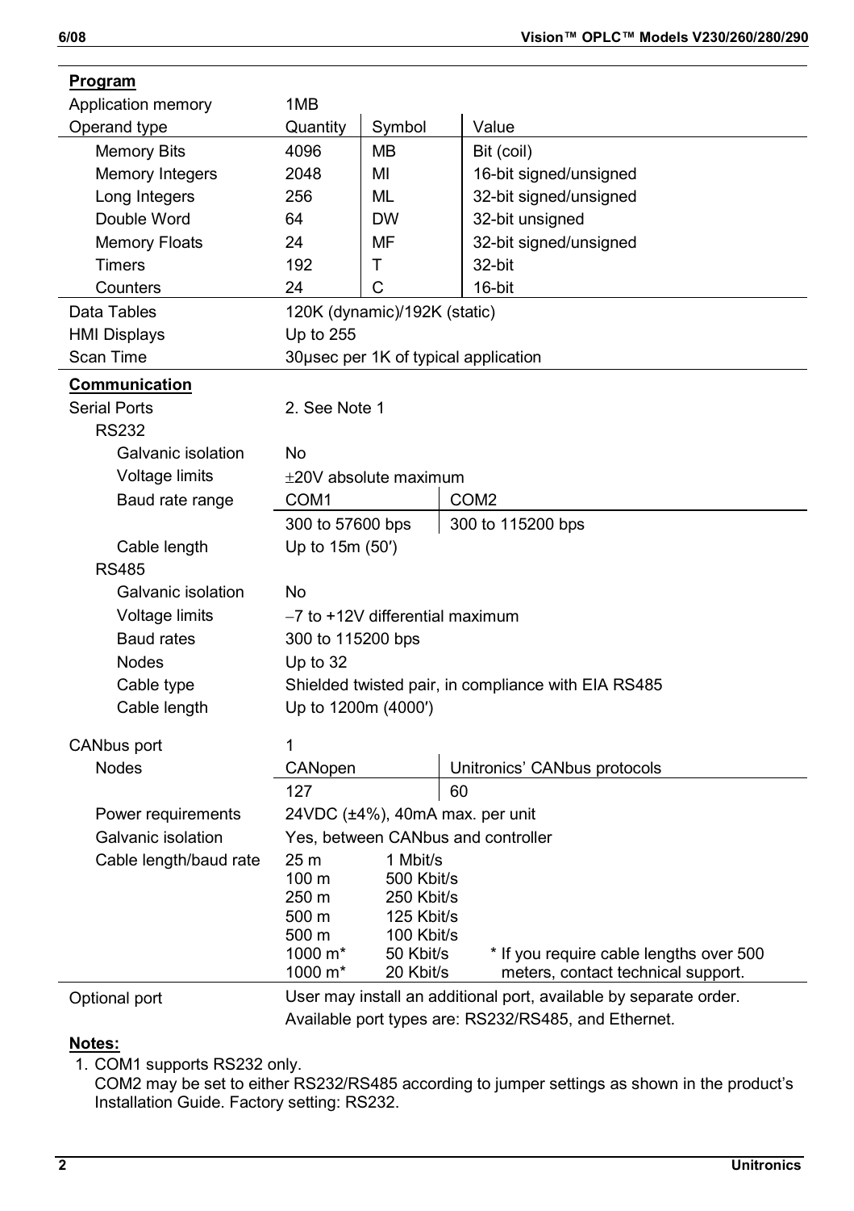**Program**

| | | | |
|---|---|---|---|
| Application memory | 1MB | | |
| Operand type | Quantity | Symbol | Value |
| Memory Bits | 4096 | MB | Bit (coil) |
| Memory Integers | 2048 | MI | 16-bit signed/unsigned |
| Long Integers | 256 | ML | 32-bit signed/unsigned |
| Double Word | 64 | DW | 32-bit unsigned |
| Memory Floats | 24 | MF | 32-bit signed/unsigned |
| Timers | 192 | T | 32-bit |
| Counters | 24 | C | 16-bit |
| Data Tables | 120K (dynamic)/192K (static) | | |
| HMI Displays | Up to 255 | | |
| Scan Time | 30μsec per 1K of typical application | | |

**Communication**

| | | |
|---|---|---|
| Serial Ports | 2. See Note 1 | |
| RS232 | | |
| Galvanic isolation | No | |
| Voltage limits | ±20V absolute maximum | |
| Baud rate range | COM1 | COM2 |
| | 300 to 57600 bps | 300 to 115200 bps |
| Cable length | Up to 15m (50′) | |
| RS485 | | |
| Galvanic isolation | No | |
| Voltage limits | −7 to +12V differential maximum | |
| Baud rates | 300 to 115200 bps | |
| Nodes | Up to 32 | |
| Cable type | Shielded twisted pair, in compliance with EIA RS485 | |
| Cable length | Up to 1200m (4000′) | |

| | | |
|---|---|---|
| CANbus port | 1 | |
| Nodes | CANopen | Unitronics' CANbus protocols |
| | 127 | 60 |
| Power requirements | 24VDC (±4%), 40mA max. per unit | |
| Galvanic isolation | Yes, between CANbus and controller | |

Cable length/baud rate:

| Cable length | Baud rate |
|---|---|
| 25 m | 1 Mbit/s |
| 100 m | 500 Kbit/s |
| 250 m | 250 Kbit/s |
| 500 m | 125 Kbit/s |
| 500 m | 100 Kbit/s |
| 1000 m* | 50 Kbit/s |
| 1000 m* | 20 Kbit/s |

\* If you require cable lengths over 500 meters, contact technical support.

| | |
|---|---|
| Optional port | User may install an additional port, available by separate order. Available port types are: RS232/RS485, and Ethernet. |

**Notes:**

1. COM1 supports RS232 only.
   COM2 may be set to either RS232/RS485 according to jumper settings as shown in the product's Installation Guide. Factory setting: RS232.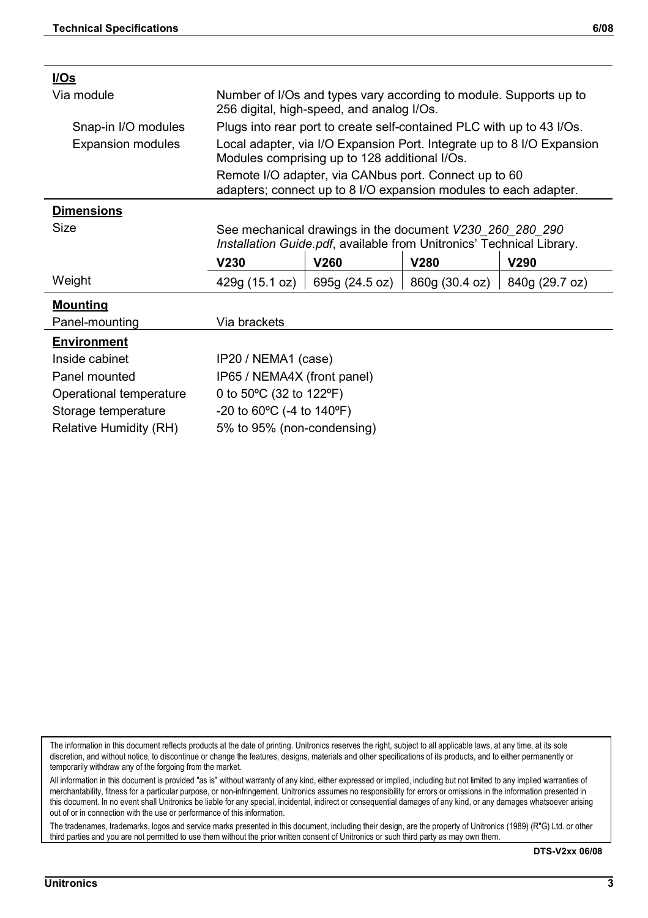| | | | | |
|---|---|---|---|---|
| **I/Os** | | | | |
| Via module | Number of I/Os and types vary according to module. Supports up to 256 digital, high-speed, and analog I/Os. | | | |
| Snap-in I/O modules | Plugs into rear port to create self-contained PLC with up to 43 I/Os. | | | |
| Expansion modules | Local adapter, via I/O Expansion Port. Integrate up to 8 I/O Expansion Modules comprising up to 128 additional I/Os. | | | |
| | Remote I/O adapter, via CANbus port. Connect up to 60 adapters; connect up to 8 I/O expansion modules to each adapter. | | | |
| **Dimensions** | | | | |
| Size | See mechanical drawings in the document *V230_260_280_290 Installation Guide.pdf*, available from Unitronics' Technical Library. | | | |
| | **V230** | **V260** | **V280** | **V290** |
| Weight | 429g (15.1 oz) | 695g (24.5 oz) | 860g (30.4 oz) | 840g (29.7 oz) |
| **Mounting** | | | | |
| Panel-mounting | Via brackets | | | |
| **Environment** | | | | |
| Inside cabinet | IP20 / NEMA1 (case) | | | |
| Panel mounted | IP65 / NEMA4X (front panel) | | | |
| Operational temperature | 0 to 50ºC (32 to 122ºF) | | | |
| Storage temperature | -20 to 60ºC (-4 to 140ºF) | | | |
| Relative Humidity (RH) | 5% to 95% (non-condensing) | | | |

The information in this document reflects products at the date of printing. Unitronics reserves the right, subject to all applicable laws, at any time, at its sole discretion, and without notice, to discontinue or change the features, designs, materials and other specifications of its products, and to either permanently or temporarily withdraw any of the forgoing from the market.

All information in this document is provided "as is" without warranty of any kind, either expressed or implied, including but not limited to any implied warranties of merchantability, fitness for a particular purpose, or non-infringement. Unitronics assumes no responsibility for errors or omissions in the information presented in this document. In no event shall Unitronics be liable for any special, incidental, indirect or consequential damages of any kind, or any damages whatsoever arising out of or in connection with the use or performance of this information.

The tradenames, trademarks, logos and service marks presented in this document, including their design, are the property of Unitronics (1989) (R"G) Ltd. or other third parties and you are not permitted to use them without the prior written consent of Unitronics or such third party as may own them.

DTS-V2xx 06/08